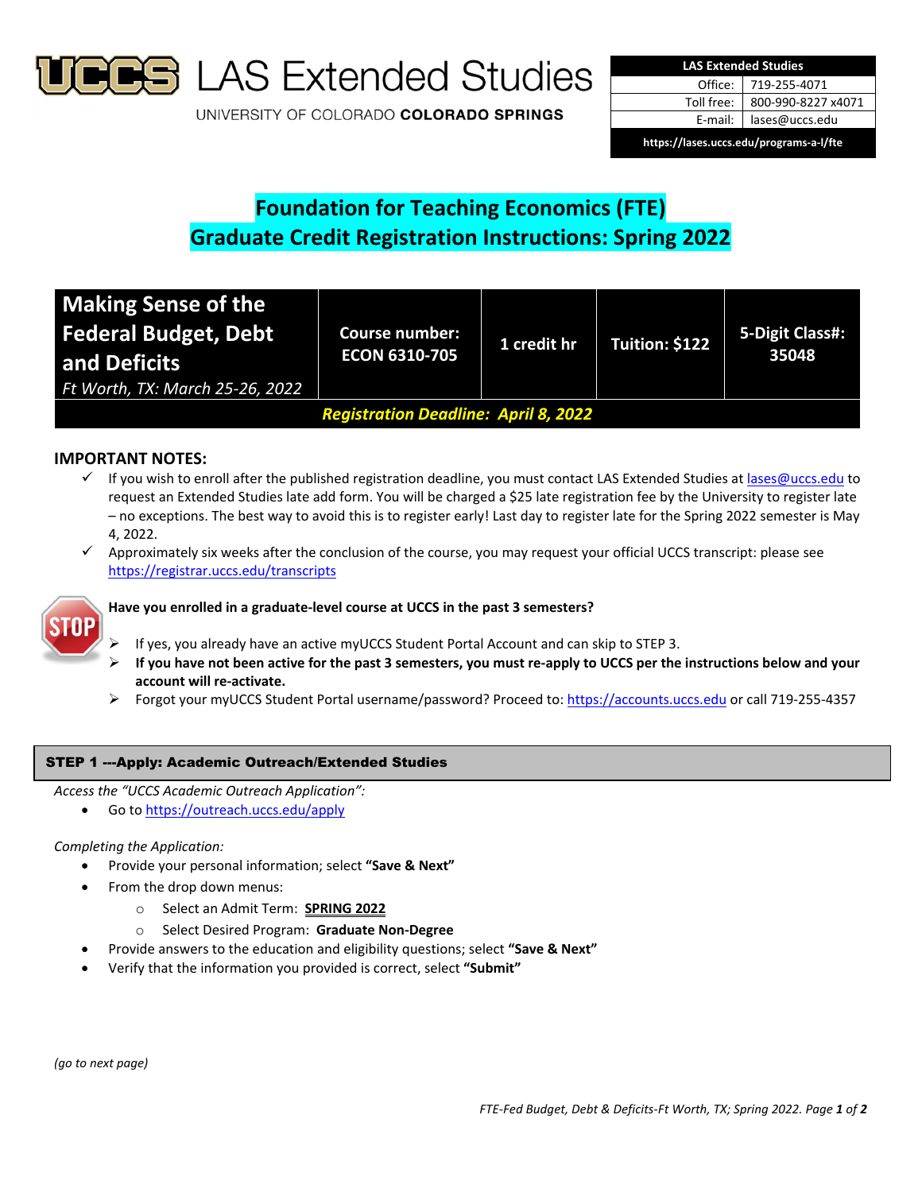# UCCS LAS Extended Studies

UNIVERSITY OF COLORADO COLORADO SPRINGS

| LAS Extended Studies | |
|---|---|
| Office: | 719-255-4071 |
| Toll free: | 800-990-8227 x4071 |
| E-mail: | lases@uccs.edu |
| https://lases.uccs.edu/programs-a-l/fte | |

## Foundation for Teaching Economics (FTE)
## Graduate Credit Registration Instructions: Spring 2022

| Making Sense of the Federal Budget, Debt and Deficits *Ft Worth, TX: March 25-26, 2022* | Course number: ECON 6310-705 | 1 credit hr | Tuition: $122 | 5-Digit Class#: 35048 |
|---|---|---|---|---|
| ***Registration Deadline: April 8, 2022*** | | | | |

### IMPORTANT NOTES:

- ✓ If you wish to enroll after the published registration deadline, you must contact LAS Extended Studies at lases@uccs.edu to request an Extended Studies late add form. You will be charged a $25 late registration fee by the University to register late – no exceptions. The best way to avoid this is to register early! Last day to register late for the Spring 2022 semester is May 4, 2022.
- ✓ Approximately six weeks after the conclusion of the course, you may request your official UCCS transcript: please see https://registrar.uccs.edu/transcripts

**STOP — Have you enrolled in a graduate-level course at UCCS in the past 3 semesters?**

- ➢ If yes, you already have an active myUCCS Student Portal Account and can skip to STEP 3.
- ➢ **If you have not been active for the past 3 semesters, you must re-apply to UCCS per the instructions below and your account will re-activate.**
- ➢ Forgot your myUCCS Student Portal username/password? Proceed to: https://accounts.uccs.edu or call 719-255-4357

### STEP 1 ---Apply: Academic Outreach/Extended Studies

*Access the "UCCS Academic Outreach Application":*

- Go to https://outreach.uccs.edu/apply

*Completing the Application:*

- Provide your personal information; select **"Save & Next"**
- From the drop down menus:
  - Select an Admit Term: **SPRING 2022**
  - Select Desired Program: **Graduate Non-Degree**
- Provide answers to the education and eligibility questions; select **"Save & Next"**
- Verify that the information you provided is correct, select **"Submit"**

*(go to next page)*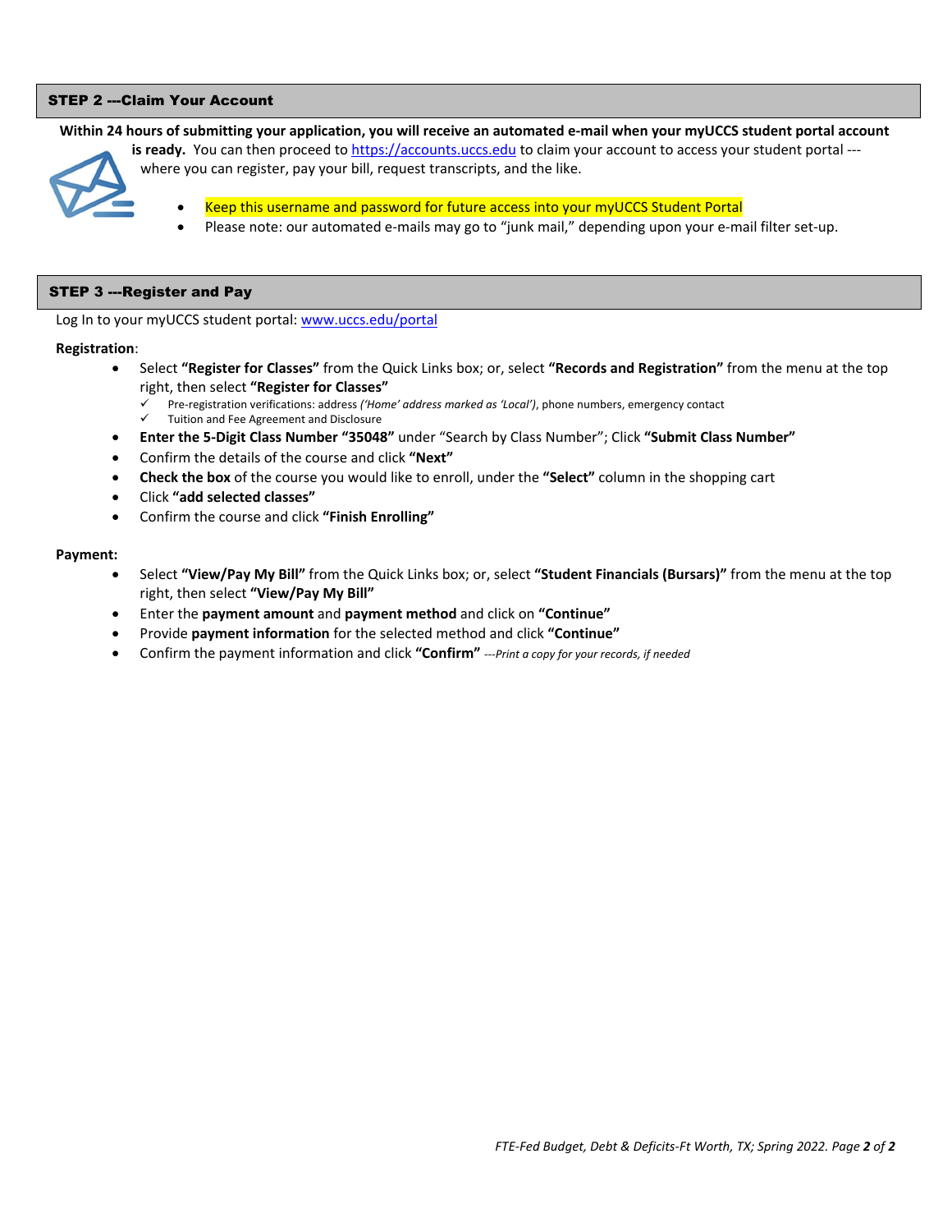## STEP 2 ---Claim Your Account

**Within 24 hours of submitting your application, you will receive an automated e-mail when your myUCCS student portal account is ready.** You can then proceed to https://accounts.uccs.edu to claim your account to access your student portal --- where you can register, pay your bill, request transcripts, and the like.

- Keep this username and password for future access into your myUCCS Student Portal
- Please note: our automated e-mails may go to "junk mail," depending upon your e-mail filter set-up.

## STEP 3 ---Register and Pay

Log In to your myUCCS student portal: www.uccs.edu/portal

**Registration**:

- Select **"Register for Classes"** from the Quick Links box; or, select **"Records and Registration"** from the menu at the top right, then select **"Register for Classes"**
  - ✓ Pre-registration verifications: address *('Home' address marked as 'Local')*, phone numbers, emergency contact
  - ✓ Tuition and Fee Agreement and Disclosure
- **Enter the 5-Digit Class Number "35048"** under "Search by Class Number"; Click **"Submit Class Number"**
- Confirm the details of the course and click **"Next"**
- **Check the box** of the course you would like to enroll, under the **"Select"** column in the shopping cart
- Click **"add selected classes"**
- Confirm the course and click **"Finish Enrolling"**

**Payment:**

- Select **"View/Pay My Bill"** from the Quick Links box; or, select **"Student Financials (Bursars)"** from the menu at the top right, then select **"View/Pay My Bill"**
- Enter the **payment amount** and **payment method** and click on **"Continue"**
- Provide **payment information** for the selected method and click **"Continue"**
- Confirm the payment information and click **"Confirm"** *---Print a copy for your records, if needed*